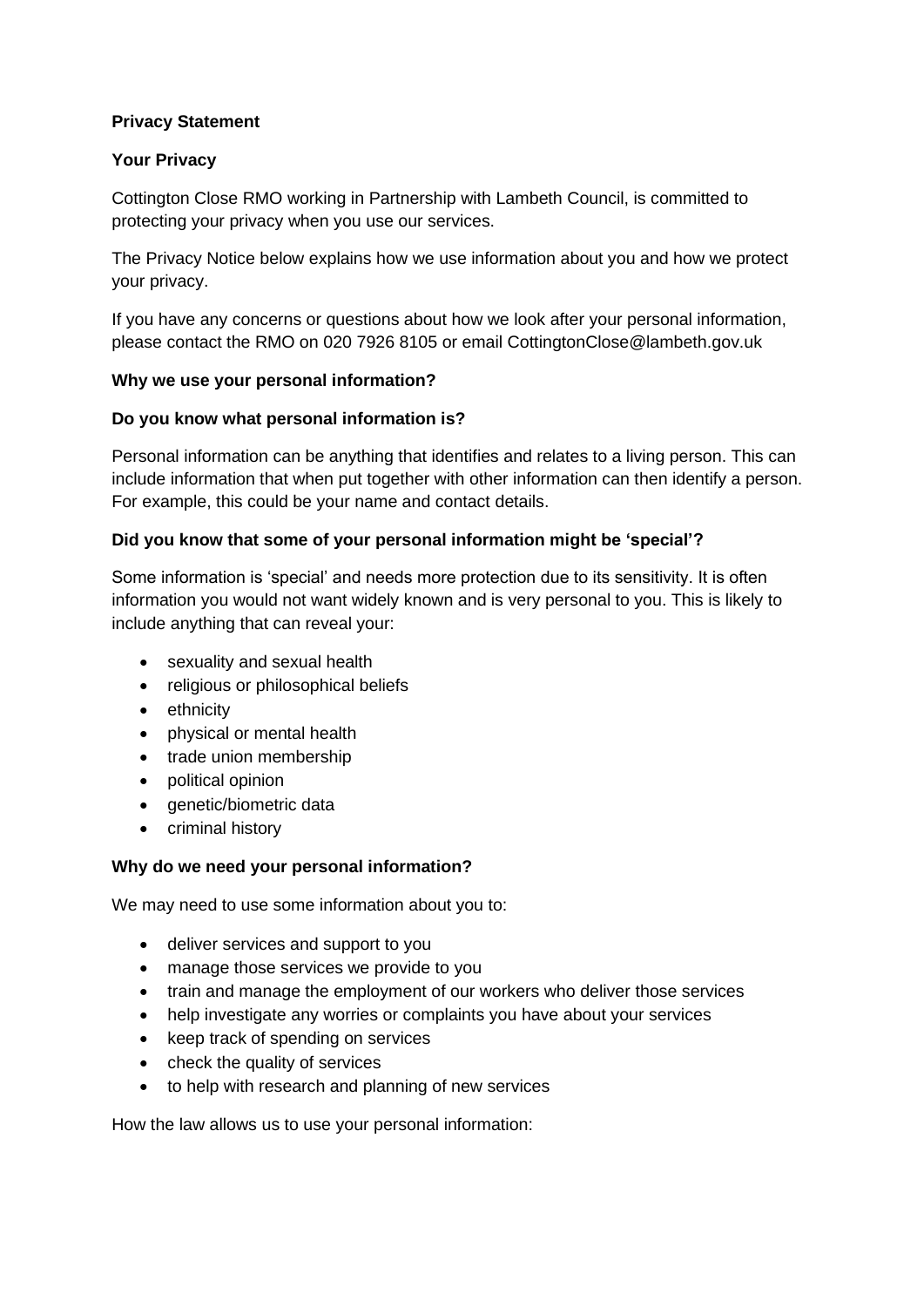**Privacy Statement**

**Your Privacy**

Cottington Close RMO working in Partnership with Lambeth Council, is committed to protecting your privacy when you use our services.

The Privacy Notice below explains how we use information about you and how we protect your privacy.

If you have any concerns or questions about how we look after your personal information, please contact the RMO on 020 7926 8105 or email CottingtonClose@lambeth.gov.uk

**Why we use your personal information?**

**Do you know what personal information is?**

Personal information can be anything that identifies and relates to a living person. This can include information that when put together with other information can then identify a person. For example, this could be your name and contact details.

**Did you know that some of your personal information might be 'special'?**

Some information is 'special' and needs more protection due to its sensitivity. It is often information you would not want widely known and is very personal to you. This is likely to include anything that can reveal your:

- sexuality and sexual health
- religious or philosophical beliefs
- ethnicity
- physical or mental health
- trade union membership
- political opinion
- genetic/biometric data
- criminal history

**Why do we need your personal information?**

We may need to use some information about you to:

- deliver services and support to you
- manage those services we provide to you
- train and manage the employment of our workers who deliver those services
- help investigate any worries or complaints you have about your services
- keep track of spending on services
- check the quality of services
- to help with research and planning of new services

How the law allows us to use your personal information: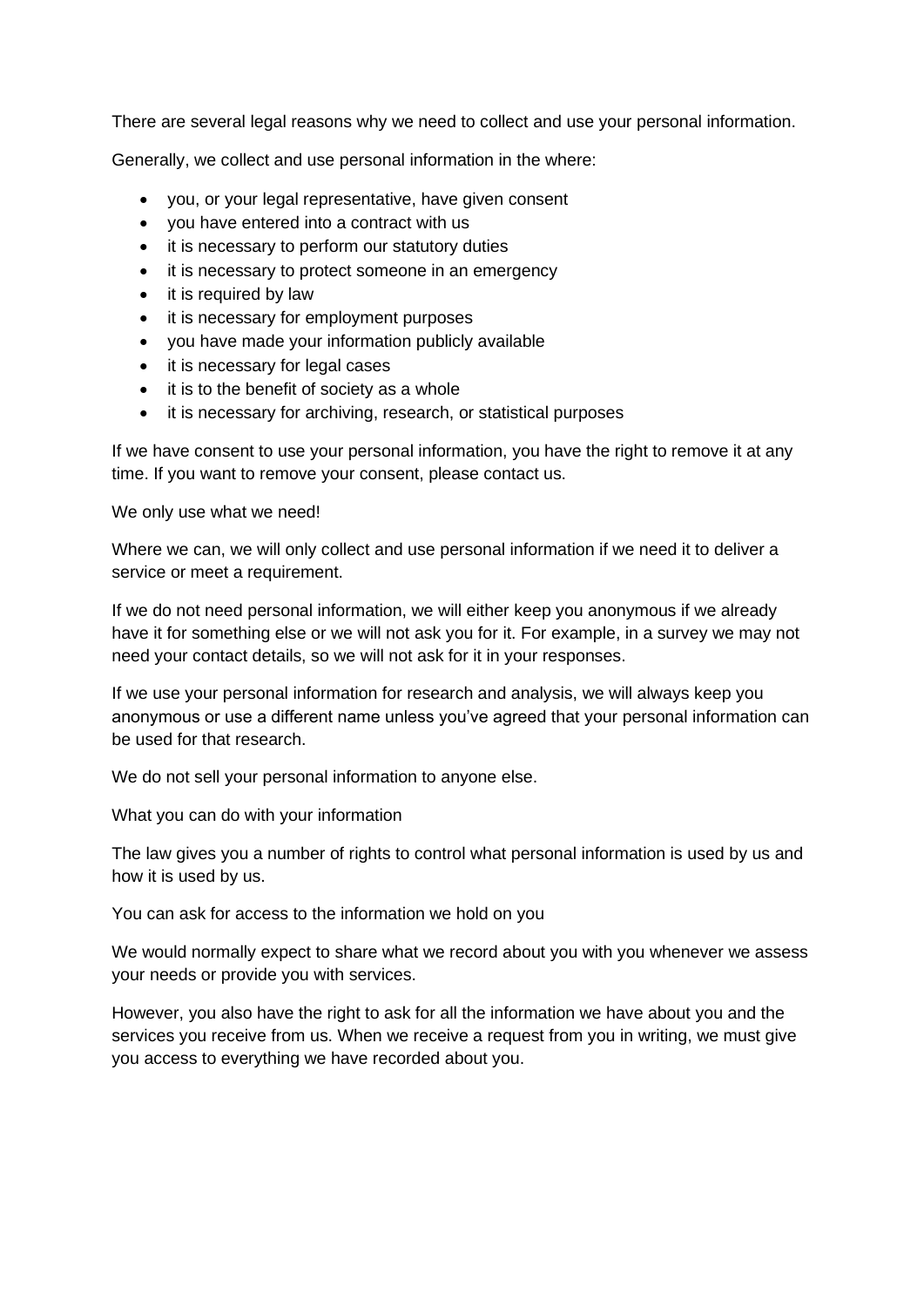There are several legal reasons why we need to collect and use your personal information.

Generally, we collect and use personal information in the where:

- you, or your legal representative, have given consent
- you have entered into a contract with us
- it is necessary to perform our statutory duties
- it is necessary to protect someone in an emergency
- it is required by law
- it is necessary for employment purposes
- you have made your information publicly available
- it is necessary for legal cases
- it is to the benefit of society as a whole
- it is necessary for archiving, research, or statistical purposes

If we have consent to use your personal information, you have the right to remove it at any time. If you want to remove your consent, please contact us.

We only use what we need!

Where we can, we will only collect and use personal information if we need it to deliver a service or meet a requirement.

If we do not need personal information, we will either keep you anonymous if we already have it for something else or we will not ask you for it. For example, in a survey we may not need your contact details, so we will not ask for it in your responses.

If we use your personal information for research and analysis, we will always keep you anonymous or use a different name unless you've agreed that your personal information can be used for that research.

We do not sell your personal information to anyone else.

What you can do with your information

The law gives you a number of rights to control what personal information is used by us and how it is used by us.

You can ask for access to the information we hold on you

We would normally expect to share what we record about you with you whenever we assess your needs or provide you with services.

However, you also have the right to ask for all the information we have about you and the services you receive from us. When we receive a request from you in writing, we must give you access to everything we have recorded about you.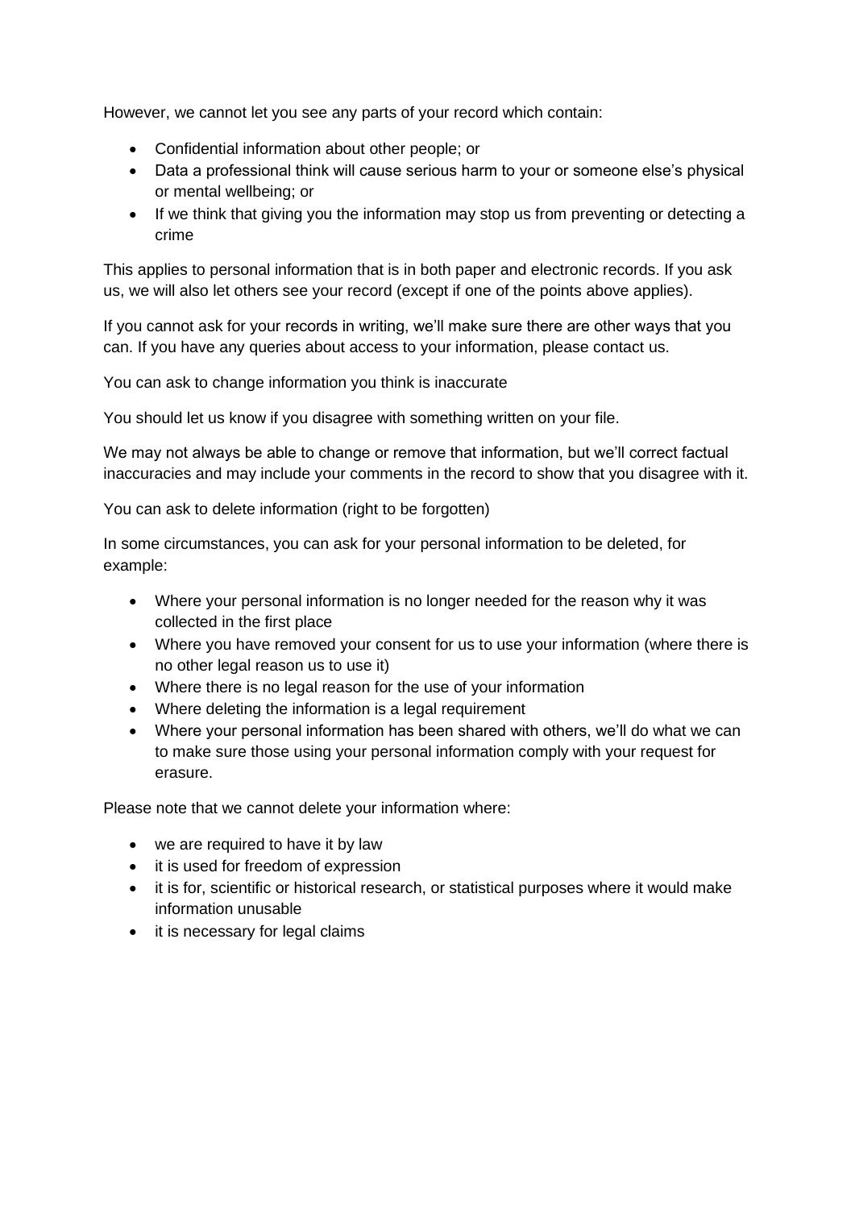However, we cannot let you see any parts of your record which contain:

- Confidential information about other people; or
- Data a professional think will cause serious harm to your or someone else's physical or mental wellbeing; or
- If we think that giving you the information may stop us from preventing or detecting a crime

This applies to personal information that is in both paper and electronic records. If you ask us, we will also let others see your record (except if one of the points above applies).

If you cannot ask for your records in writing, we'll make sure there are other ways that you can. If you have any queries about access to your information, please contact us.

You can ask to change information you think is inaccurate

You should let us know if you disagree with something written on your file.

We may not always be able to change or remove that information, but we'll correct factual inaccuracies and may include your comments in the record to show that you disagree with it.

You can ask to delete information (right to be forgotten)

In some circumstances, you can ask for your personal information to be deleted, for example:

- Where your personal information is no longer needed for the reason why it was collected in the first place
- Where you have removed your consent for us to use your information (where there is no other legal reason us to use it)
- Where there is no legal reason for the use of your information
- Where deleting the information is a legal requirement
- Where your personal information has been shared with others, we'll do what we can to make sure those using your personal information comply with your request for erasure.

Please note that we cannot delete your information where:

- we are required to have it by law
- it is used for freedom of expression
- it is for, scientific or historical research, or statistical purposes where it would make information unusable
- it is necessary for legal claims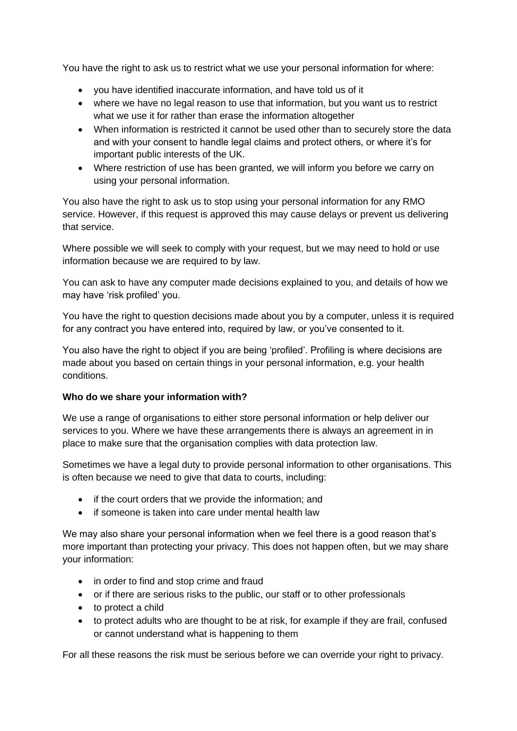You have the right to ask us to restrict what we use your personal information for where:

- you have identified inaccurate information, and have told us of it
- where we have no legal reason to use that information, but you want us to restrict what we use it for rather than erase the information altogether
- When information is restricted it cannot be used other than to securely store the data and with your consent to handle legal claims and protect others, or where it's for important public interests of the UK.
- Where restriction of use has been granted, we will inform you before we carry on using your personal information.

You also have the right to ask us to stop using your personal information for any RMO service. However, if this request is approved this may cause delays or prevent us delivering that service.

Where possible we will seek to comply with your request, but we may need to hold or use information because we are required to by law.

You can ask to have any computer made decisions explained to you, and details of how we may have 'risk profiled' you.

You have the right to question decisions made about you by a computer, unless it is required for any contract you have entered into, required by law, or you've consented to it.

You also have the right to object if you are being 'profiled'. Profiling is where decisions are made about you based on certain things in your personal information, e.g. your health conditions.

**Who do we share your information with?**

We use a range of organisations to either store personal information or help deliver our services to you. Where we have these arrangements there is always an agreement in in place to make sure that the organisation complies with data protection law.

Sometimes we have a legal duty to provide personal information to other organisations. This is often because we need to give that data to courts, including:

- if the court orders that we provide the information; and
- if someone is taken into care under mental health law

We may also share your personal information when we feel there is a good reason that's more important than protecting your privacy. This does not happen often, but we may share your information:

- in order to find and stop crime and fraud
- or if there are serious risks to the public, our staff or to other professionals
- to protect a child
- to protect adults who are thought to be at risk, for example if they are frail, confused or cannot understand what is happening to them

For all these reasons the risk must be serious before we can override your right to privacy.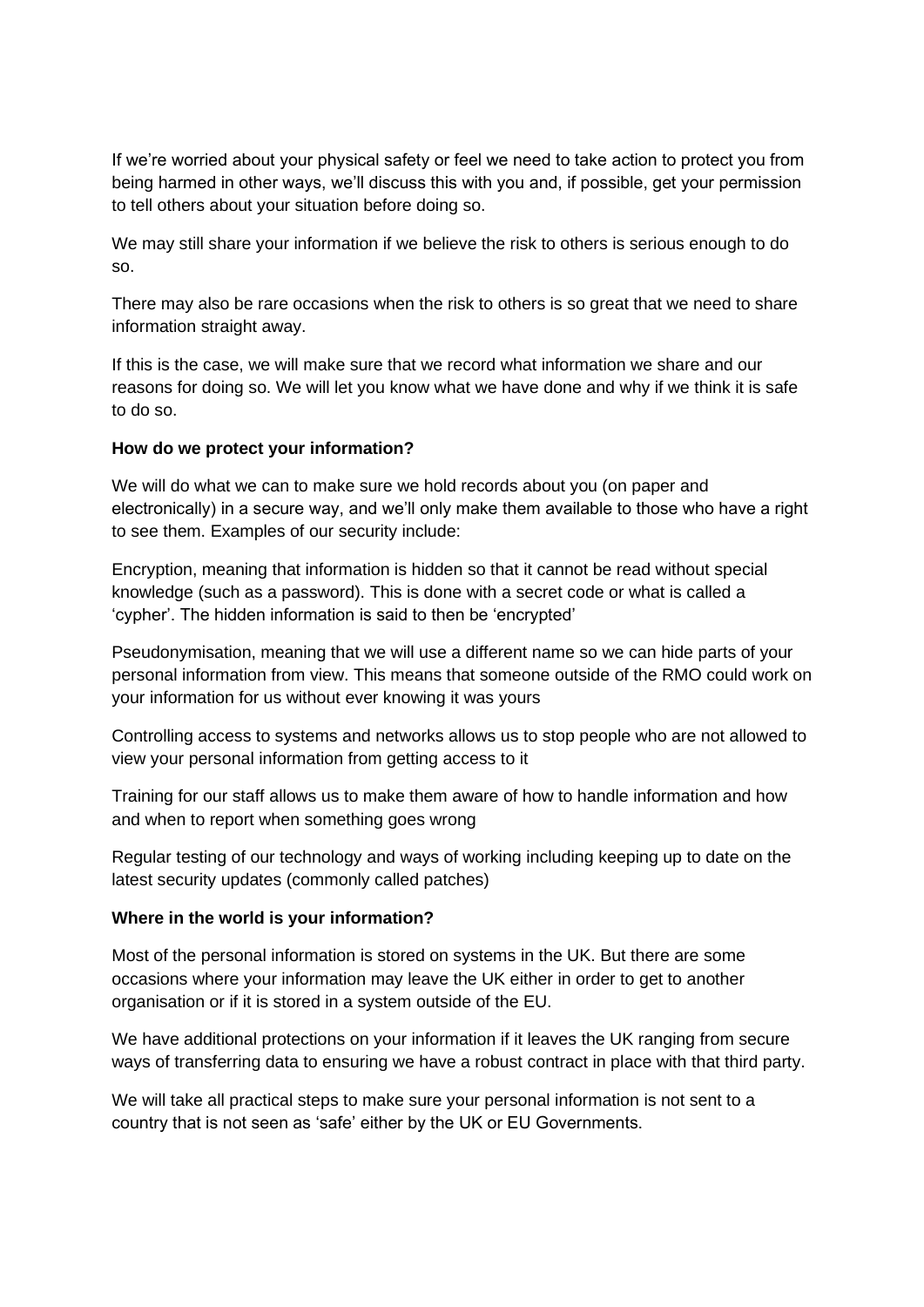If we're worried about your physical safety or feel we need to take action to protect you from being harmed in other ways, we'll discuss this with you and, if possible, get your permission to tell others about your situation before doing so.

We may still share your information if we believe the risk to others is serious enough to do so.

There may also be rare occasions when the risk to others is so great that we need to share information straight away.

If this is the case, we will make sure that we record what information we share and our reasons for doing so. We will let you know what we have done and why if we think it is safe to do so.

**How do we protect your information?**

We will do what we can to make sure we hold records about you (on paper and electronically) in a secure way, and we'll only make them available to those who have a right to see them. Examples of our security include:

Encryption, meaning that information is hidden so that it cannot be read without special knowledge (such as a password). This is done with a secret code or what is called a 'cypher'. The hidden information is said to then be 'encrypted'

Pseudonymisation, meaning that we will use a different name so we can hide parts of your personal information from view. This means that someone outside of the RMO could work on your information for us without ever knowing it was yours

Controlling access to systems and networks allows us to stop people who are not allowed to view your personal information from getting access to it

Training for our staff allows us to make them aware of how to handle information and how and when to report when something goes wrong

Regular testing of our technology and ways of working including keeping up to date on the latest security updates (commonly called patches)

**Where in the world is your information?**

Most of the personal information is stored on systems in the UK. But there are some occasions where your information may leave the UK either in order to get to another organisation or if it is stored in a system outside of the EU.

We have additional protections on your information if it leaves the UK ranging from secure ways of transferring data to ensuring we have a robust contract in place with that third party.

We will take all practical steps to make sure your personal information is not sent to a country that is not seen as 'safe' either by the UK or EU Governments.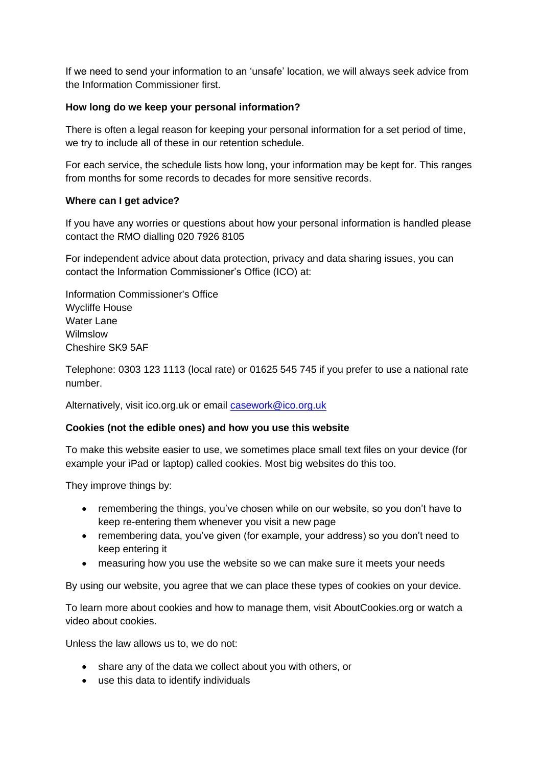If we need to send your information to an 'unsafe' location, we will always seek advice from the Information Commissioner first.

**How long do we keep your personal information?**

There is often a legal reason for keeping your personal information for a set period of time, we try to include all of these in our retention schedule.

For each service, the schedule lists how long, your information may be kept for. This ranges from months for some records to decades for more sensitive records.

**Where can I get advice?**

If you have any worries or questions about how your personal information is handled please contact the RMO dialling 020 7926 8105

For independent advice about data protection, privacy and data sharing issues, you can contact the Information Commissioner's Office (ICO) at:

Information Commissioner's Office  
Wycliffe House  
Water Lane  
Wilmslow  
Cheshire SK9 5AF

Telephone: 0303 123 1113 (local rate) or 01625 545 745 if you prefer to use a national rate number.

Alternatively, visit ico.org.uk or email casework@ico.org.uk

**Cookies (not the edible ones) and how you use this website**

To make this website easier to use, we sometimes place small text files on your device (for example your iPad or laptop) called cookies. Most big websites do this too.

They improve things by:

- remembering the things, you've chosen while on our website, so you don't have to keep re-entering them whenever you visit a new page
- remembering data, you've given (for example, your address) so you don't need to keep entering it
- measuring how you use the website so we can make sure it meets your needs

By using our website, you agree that we can place these types of cookies on your device.

To learn more about cookies and how to manage them, visit AboutCookies.org or watch a video about cookies.

Unless the law allows us to, we do not:

- share any of the data we collect about you with others, or
- use this data to identify individuals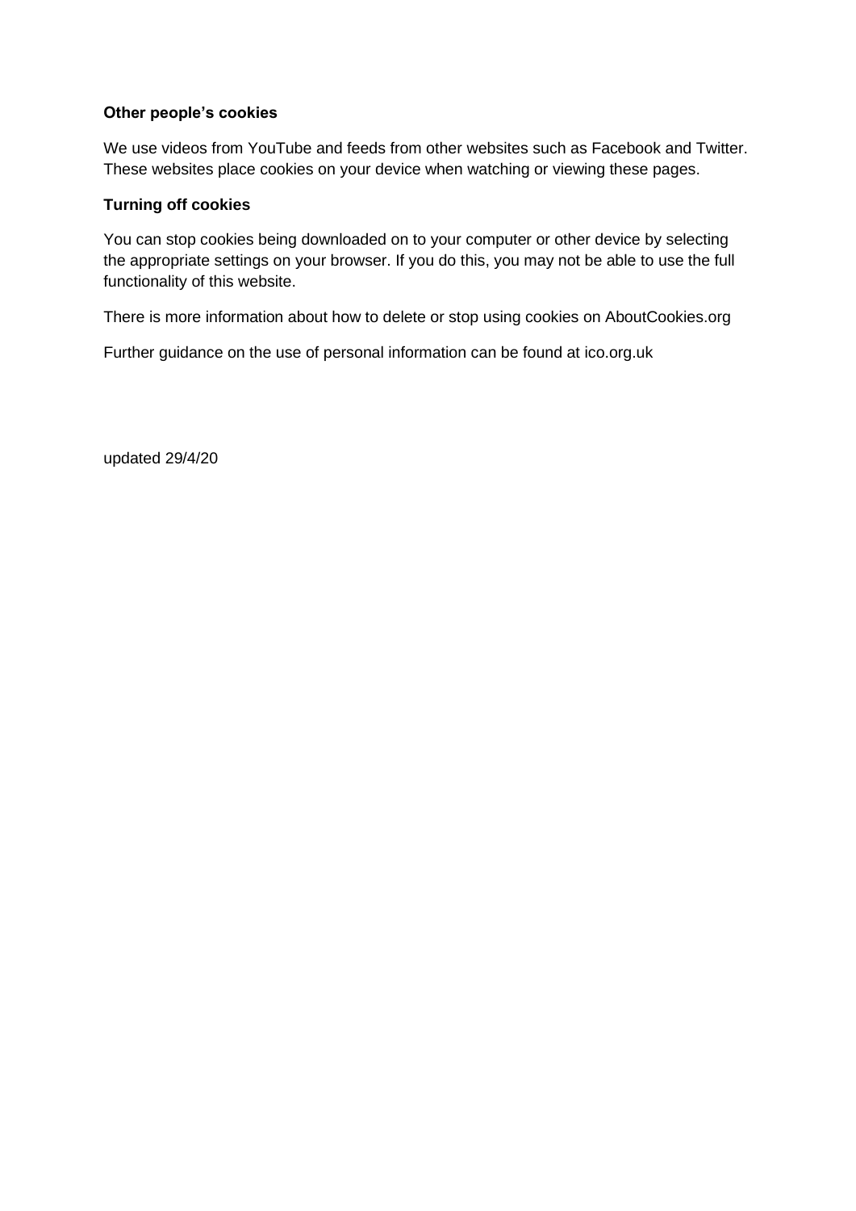**Other people's cookies**

We use videos from YouTube and feeds from other websites such as Facebook and Twitter. These websites place cookies on your device when watching or viewing these pages.

**Turning off cookies**

You can stop cookies being downloaded on to your computer or other device by selecting the appropriate settings on your browser. If you do this, you may not be able to use the full functionality of this website.

There is more information about how to delete or stop using cookies on AboutCookies.org

Further guidance on the use of personal information can be found at ico.org.uk

updated 29/4/20